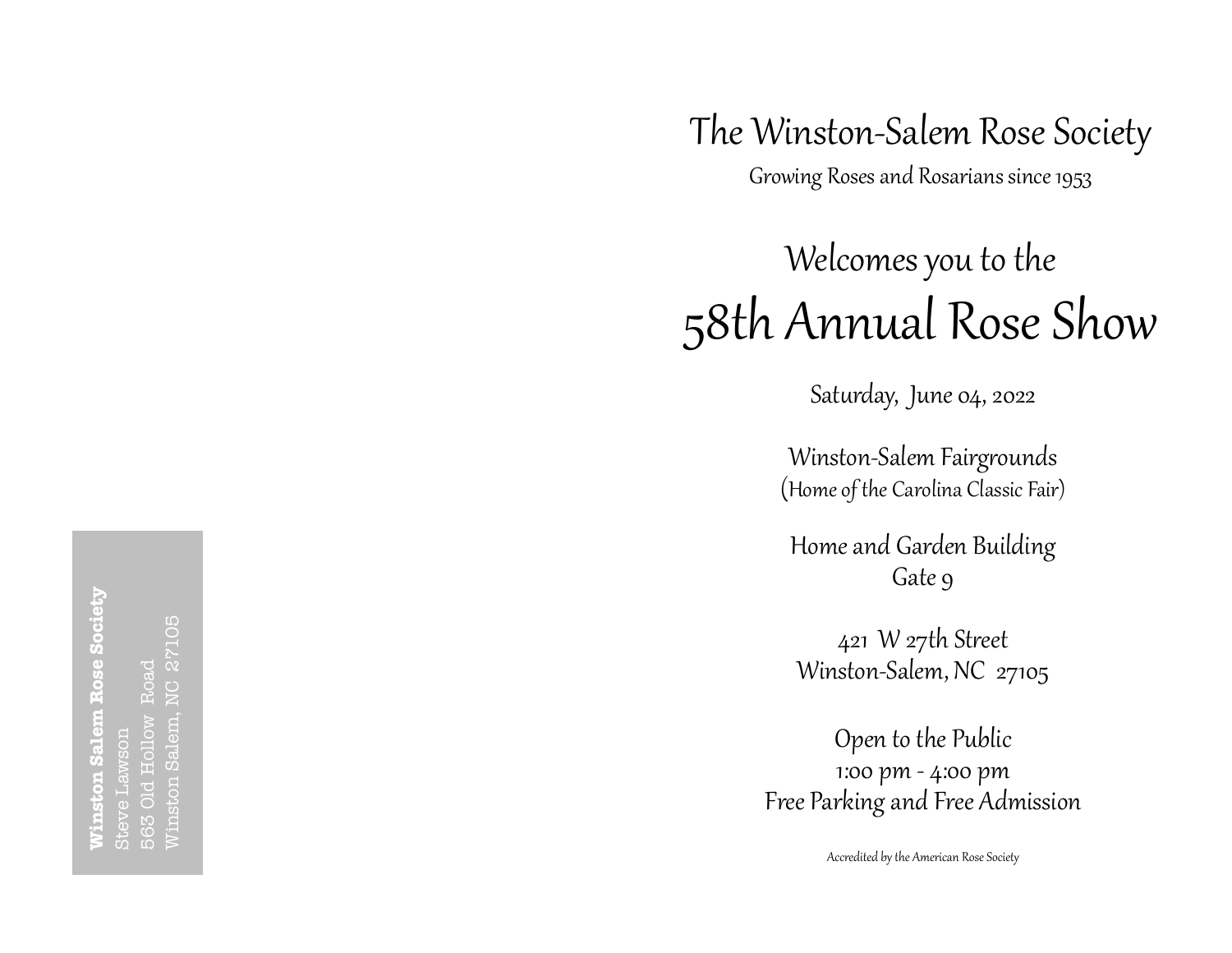**Winston Salem Rose Society**
Steve Lawson
563 Old Hollow Road
Winston Salem, NC 27105

# The Winston-Salem Rose Society

Growing Roses and Rosarians since 1953

## Welcomes you to the

# 58th Annual Rose Show

Saturday, June 04, 2022

Winston-Salem Fairgrounds
(Home of the Carolina Classic Fair)

Home and Garden Building
Gate 9

421 W 27th Street
Winston-Salem, NC 27105

Open to the Public
1:00 pm - 4:00 pm
Free Parking and Free Admission

Accredited by the American Rose Society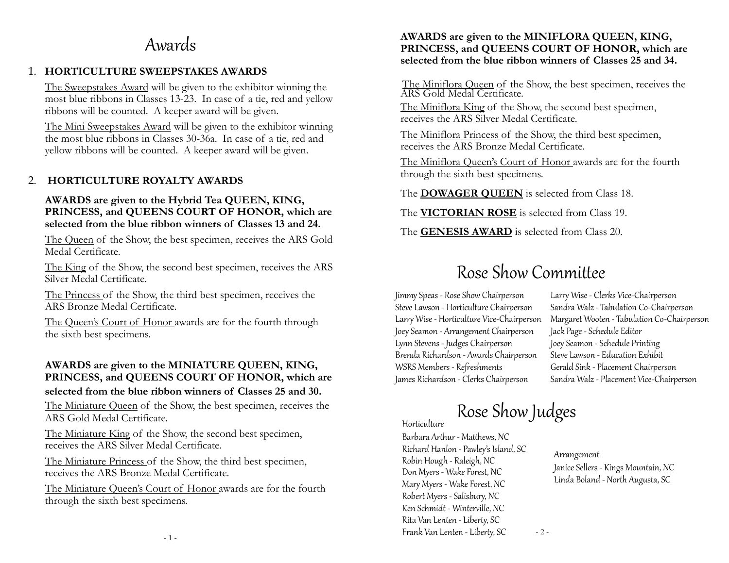# Awards

1. **HORTICULTURE SWEEPSTAKES AWARDS**

   The Sweepstakes Award will be given to the exhibitor winning the most blue ribbons in Classes 13-23. In case of a tie, red and yellow ribbons will be counted. A keeper award will be given.

   The Mini Sweepstakes Award will be given to the exhibitor winning the most blue ribbons in Classes 30-36a. In case of a tie, red and yellow ribbons will be counted. A keeper award will be given.

2. **HORTICULTURE ROYALTY AWARDS**

   **AWARDS are given to the Hybrid Tea QUEEN, KING, PRINCESS, and QUEENS COURT OF HONOR, which are selected from the blue ribbon winners of Classes 13 and 24.**

   The Queen of the Show, the best specimen, receives the ARS Gold Medal Certificate.

   The King of the Show, the second best specimen, receives the ARS Silver Medal Certificate.

   The Princess of the Show, the third best specimen, receives the ARS Bronze Medal Certificate.

   The Queen's Court of Honor awards are for the fourth through the sixth best specimens.

   **AWARDS are given to the MINIATURE QUEEN, KING, PRINCESS, and QUEENS COURT OF HONOR, which are selected from the blue ribbon winners of Classes 25 and 30.**

   The Miniature Queen of the Show, the best specimen, receives the ARS Gold Medal Certificate.

   The Miniature King of the Show, the second best specimen, receives the ARS Silver Medal Certificate.

   The Miniature Princess of the Show, the third best specimen, receives the ARS Bronze Medal Certificate.

   The Miniature Queen's Court of Honor awards are for the fourth through the sixth best specimens.

   **AWARDS are given to the MINIFLORA QUEEN, KING, PRINCESS, and QUEENS COURT OF HONOR, which are selected from the blue ribbon winners of Classes 25 and 34.**

   The Miniflora Queen of the Show, the best specimen, receives the ARS Gold Medal Certificate.

   The Miniflora King of the Show, the second best specimen, receives the ARS Silver Medal Certificate.

   The Miniflora Princess of the Show, the third best specimen, receives the ARS Bronze Medal Certificate.

   The Miniflora Queen's Court of Honor awards are for the fourth through the sixth best specimens.

   The **DOWAGER QUEEN** is selected from Class 18.

   The **VICTORIAN ROSE** is selected from Class 19.

   The **GENESIS AWARD** is selected from Class 20.

# Rose Show Committee

Jimmy Speas - Rose Show Chairperson
Steve Lawson - Horticulture Chairperson
Larry Wise - Horticulture Vice-Chairperson
Joey Seamon - Arrangement Chairperson
Lynn Stevens - Judges Chairperson
Brenda Richardson - Awards Chairperson
WSRS Members - Refreshments
James Richardson - Clerks Chairperson
Larry Wise - Clerks Vice-Chairperson
Sandra Walz - Tabulation Co-Chairperson
Margaret Wooten - Tabulation Co-Chairperson
Jack Page - Schedule Editor
Joey Seamon - Schedule Printing
Steve Lawson - Education Exhibit
Gerald Sink - Placement Chairperson
Sandra Walz - Placement Vice-Chairperson

# Rose Show Judges

*Horticulture*

Barbara Arthur - Matthews, NC
Richard Hanlon - Pawley's Island, SC
Robin Hough - Raleigh, NC
Don Myers - Wake Forest, NC
Mary Myers - Wake Forest, NC
Robert Myers - Salisbury, NC
Ken Schmidt - Winterville, NC
Rita Van Lenten - Liberty, SC
Frank Van Lenten - Liberty, SC

*Arrangement*

Janice Sellers - Kings Mountain, NC
Linda Boland - North Augusta, SC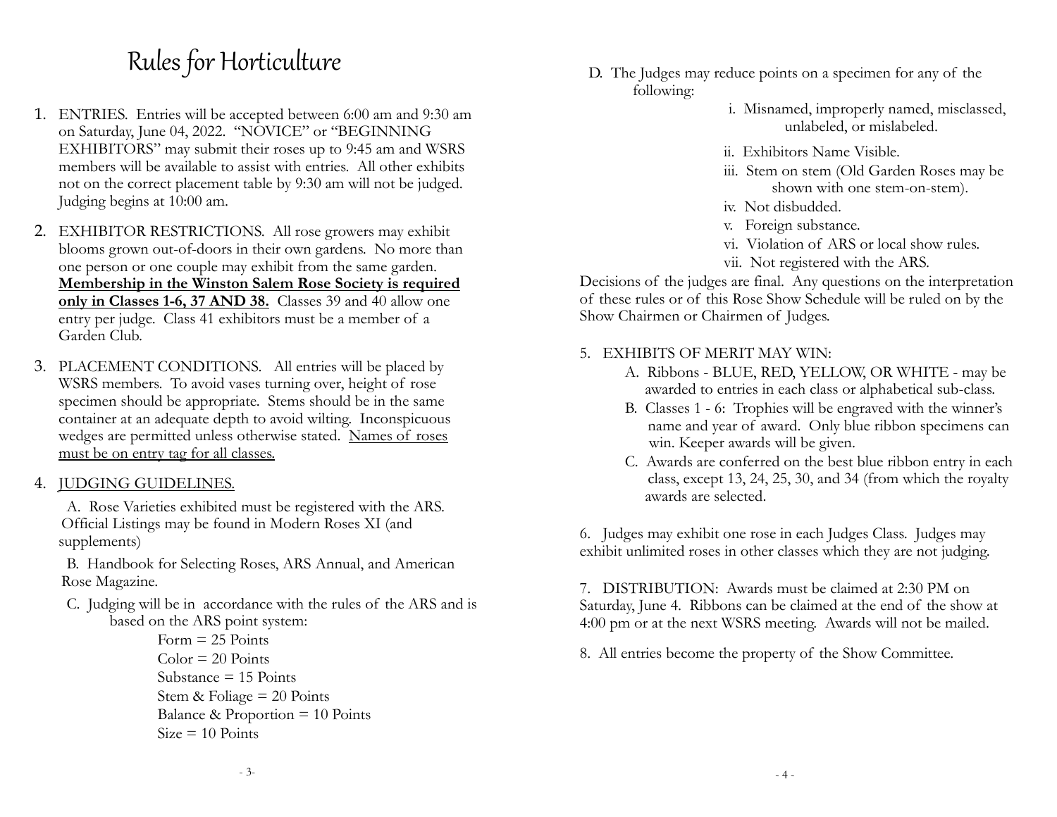# Rules for Horticulture

1. ENTRIES. Entries will be accepted between 6:00 am and 9:30 am on Saturday, June 04, 2022. "NOVICE" or "BEGINNING EXHIBITORS" may submit their roses up to 9:45 am and WSRS members will be available to assist with entries. All other exhibits not on the correct placement table by 9:30 am will not be judged. Judging begins at 10:00 am.

2. EXHIBITOR RESTRICTIONS. All rose growers may exhibit blooms grown out-of-doors in their own gardens. No more than one person or one couple may exhibit from the same garden. **<u>Membership in the Winston Salem Rose Society is required only in Classes 1-6, 37 AND 38.</u>** Classes 39 and 40 allow one entry per judge. Class 41 exhibitors must be a member of a Garden Club.

3. PLACEMENT CONDITIONS. All entries will be placed by WSRS members. To avoid vases turning over, height of rose specimen should be appropriate. Stems should be in the same container at an adequate depth to avoid wilting. Inconspicuous wedges are permitted unless otherwise stated. <u>Names of roses must be on entry tag for all classes.</u>

4. <u>JUDGING GUIDELINES.</u>

   A. Rose Varieties exhibited must be registered with the ARS. Official Listings may be found in Modern Roses XI (and supplements)

   B. Handbook for Selecting Roses, ARS Annual, and American Rose Magazine.

   C. Judging will be in accordance with the rules of the ARS and is based on the ARS point system:

      Form = 25 Points
      Color = 20 Points
      Substance = 15 Points
      Stem & Foliage = 20 Points
      Balance & Proportion = 10 Points
      Size = 10 Points

   D. The Judges may reduce points on a specimen for any of the following:

      i. Misnamed, improperly named, misclassed, unlabeled, or mislabeled.
      ii. Exhibitors Name Visible.
      iii. Stem on stem (Old Garden Roses may be shown with one stem-on-stem).
      iv. Not disbudded.
      v. Foreign substance.
      vi. Violation of ARS or local show rules.
      vii. Not registered with the ARS.

Decisions of the judges are final. Any questions on the interpretation of these rules or of this Rose Show Schedule will be ruled on by the Show Chairmen or Chairmen of Judges.

5. EXHIBITS OF MERIT MAY WIN:

   A. Ribbons - BLUE, RED, YELLOW, OR WHITE - may be awarded to entries in each class or alphabetical sub-class.

   B. Classes 1 - 6: Trophies will be engraved with the winner's name and year of award. Only blue ribbon specimens can win. Keeper awards will be given.

   C. Awards are conferred on the best blue ribbon entry in each class, except 13, 24, 25, 30, and 34 (from which the royalty awards are selected.

6. Judges may exhibit one rose in each Judges Class. Judges may exhibit unlimited roses in other classes which they are not judging.

7. DISTRIBUTION: Awards must be claimed at 2:30 PM on Saturday, June 4. Ribbons can be claimed at the end of the show at 4:00 pm or at the next WSRS meeting. Awards will not be mailed.

8. All entries become the property of the Show Committee.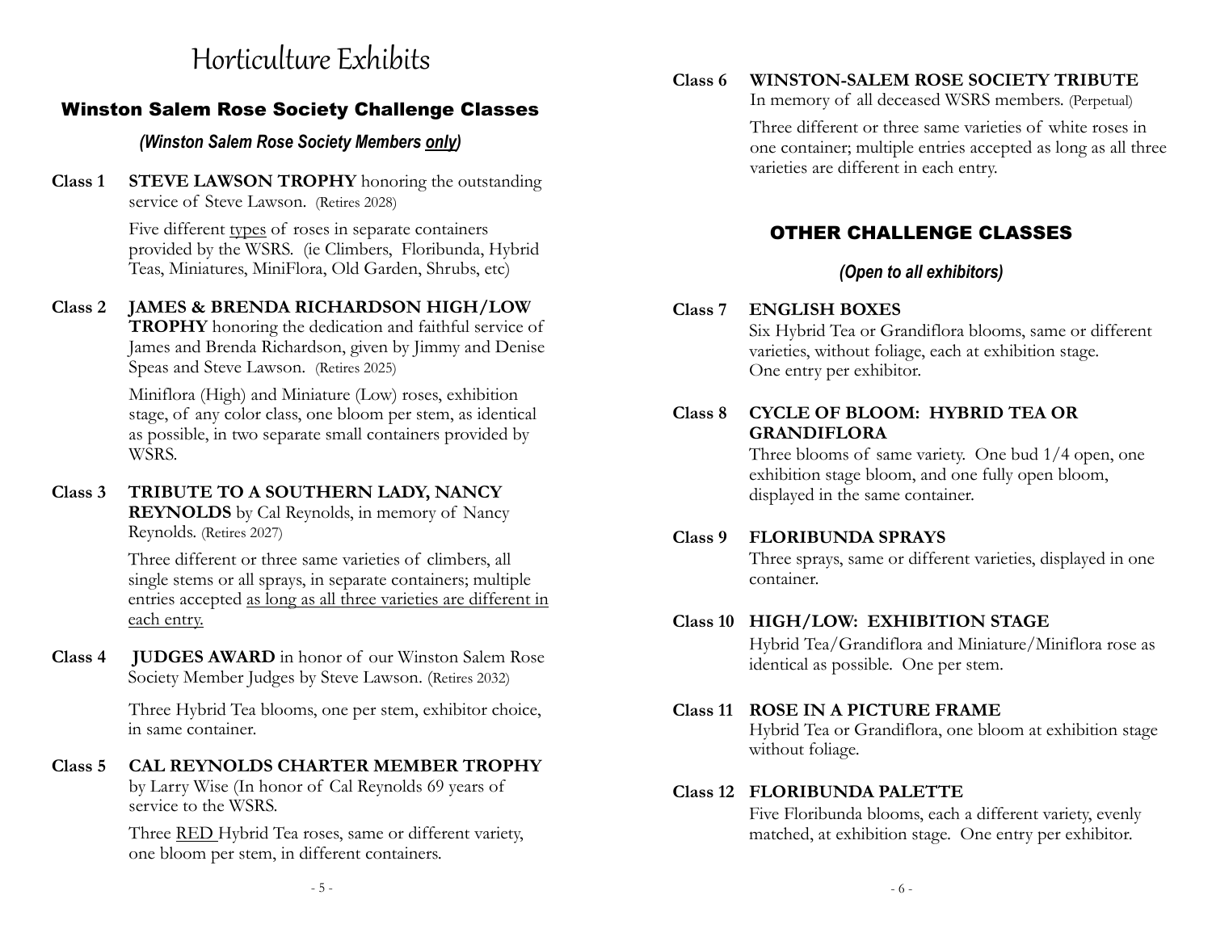# Horticulture Exhibits

## Winston Salem Rose Society Challenge Classes

***(Winston Salem Rose Society Members <u>only</u>)***

**Class 1** **STEVE LAWSON TROPHY** honoring the outstanding service of Steve Lawson. (Retires 2028)

Five different <u>types</u> of roses in separate containers provided by the WSRS. (ie Climbers, Floribunda, Hybrid Teas, Miniatures, MiniFlora, Old Garden, Shrubs, etc)

**Class 2** **JAMES & BRENDA RICHARDSON HIGH/LOW TROPHY** honoring the dedication and faithful service of James and Brenda Richardson, given by Jimmy and Denise Speas and Steve Lawson. (Retires 2025)

Miniflora (High) and Miniature (Low) roses, exhibition stage, of any color class, one bloom per stem, as identical as possible, in two separate small containers provided by WSRS.

**Class 3** **TRIBUTE TO A SOUTHERN LADY, NANCY REYNOLDS** by Cal Reynolds, in memory of Nancy Reynolds. (Retires 2027)

Three different or three same varieties of climbers, all single stems or all sprays, in separate containers; multiple entries accepted <u>as long as all three varieties are different in each entry.</u>

**Class 4** **JUDGES AWARD** in honor of our Winston Salem Rose Society Member Judges by Steve Lawson. (Retires 2032)

Three Hybrid Tea blooms, one per stem, exhibitor choice, in same container.

**Class 5** **CAL REYNOLDS CHARTER MEMBER TROPHY** by Larry Wise (In honor of Cal Reynolds 69 years of service to the WSRS.

Three <u>RED</u> Hybrid Tea roses, same or different variety, one bloom per stem, in different containers.

**Class 6** **WINSTON-SALEM ROSE SOCIETY TRIBUTE** In memory of all deceased WSRS members. (Perpetual)

Three different or three same varieties of white roses in one container; multiple entries accepted as long as all three varieties are different in each entry.

## OTHER CHALLENGE CLASSES

***(Open to all exhibitors)***

**Class 7** **ENGLISH BOXES**
Six Hybrid Tea or Grandiflora blooms, same or different varieties, without foliage, each at exhibition stage. One entry per exhibitor.

**Class 8** **CYCLE OF BLOOM: HYBRID TEA OR GRANDIFLORA**
Three blooms of same variety. One bud 1/4 open, one exhibition stage bloom, and one fully open bloom, displayed in the same container.

**Class 9** **FLORIBUNDA SPRAYS**
Three sprays, same or different varieties, displayed in one container.

**Class 10** **HIGH/LOW: EXHIBITION STAGE**
Hybrid Tea/Grandiflora and Miniature/Miniflora rose as identical as possible. One per stem.

**Class 11** **ROSE IN A PICTURE FRAME**
Hybrid Tea or Grandiflora, one bloom at exhibition stage without foliage.

**Class 12** **FLORIBUNDA PALETTE**
Five Floribunda blooms, each a different variety, evenly matched, at exhibition stage. One entry per exhibitor.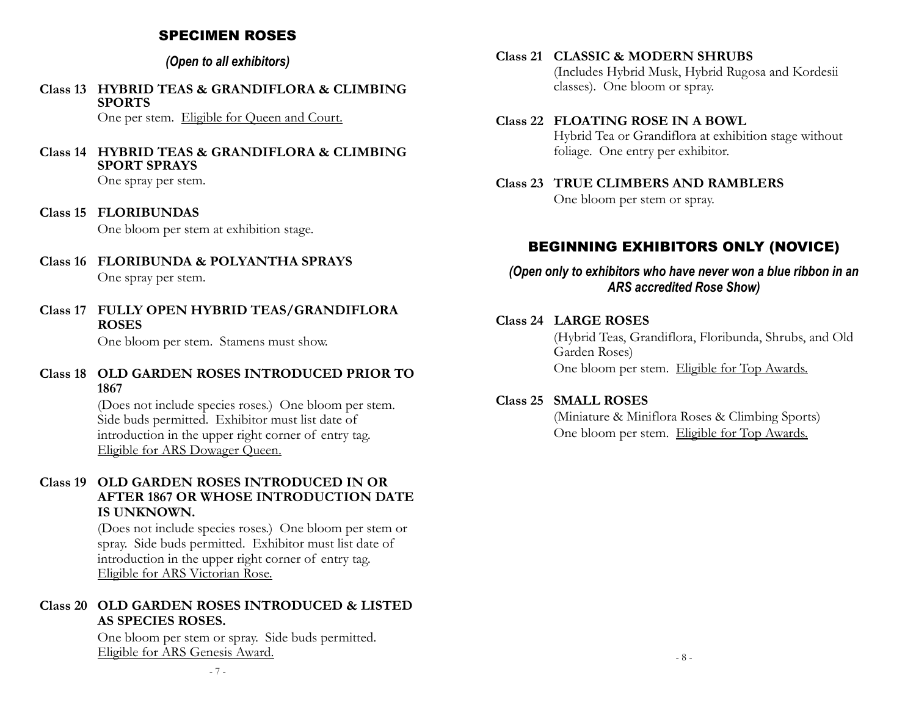## SPECIMEN ROSES

*(Open to all exhibitors)*

**Class 13 HYBRID TEAS & GRANDIFLORA & CLIMBING SPORTS**
One per stem. Eligible for Queen and Court.

**Class 14 HYBRID TEAS & GRANDIFLORA & CLIMBING SPORT SPRAYS**
One spray per stem.

**Class 15 FLORIBUNDAS**
One bloom per stem at exhibition stage.

**Class 16 FLORIBUNDA & POLYANTHA SPRAYS**
One spray per stem.

**Class 17 FULLY OPEN HYBRID TEAS/GRANDIFLORA ROSES**
One bloom per stem. Stamens must show.

**Class 18 OLD GARDEN ROSES INTRODUCED PRIOR TO 1867**
(Does not include species roses.) One bloom per stem. Side buds permitted. Exhibitor must list date of introduction in the upper right corner of entry tag. Eligible for ARS Dowager Queen.

**Class 19 OLD GARDEN ROSES INTRODUCED IN OR AFTER 1867 OR WHOSE INTRODUCTION DATE IS UNKNOWN.**
(Does not include species roses.) One bloom per stem or spray. Side buds permitted. Exhibitor must list date of introduction in the upper right corner of entry tag. Eligible for ARS Victorian Rose.

**Class 20 OLD GARDEN ROSES INTRODUCED & LISTED AS SPECIES ROSES.**
One bloom per stem or spray. Side buds permitted. Eligible for ARS Genesis Award.

**Class 21 CLASSIC & MODERN SHRUBS**
(Includes Hybrid Musk, Hybrid Rugosa and Kordesii classes). One bloom or spray.

**Class 22 FLOATING ROSE IN A BOWL**
Hybrid Tea or Grandiflora at exhibition stage without foliage. One entry per exhibitor.

**Class 23 TRUE CLIMBERS AND RAMBLERS**
One bloom per stem or spray.

## BEGINNING EXHIBITORS ONLY (NOVICE)

*(Open only to exhibitors who have never won a blue ribbon in an ARS accredited Rose Show)*

**Class 24 LARGE ROSES**
(Hybrid Teas, Grandiflora, Floribunda, Shrubs, and Old Garden Roses)
One bloom per stem. Eligible for Top Awards.

**Class 25 SMALL ROSES**
(Miniature & Miniflora Roses & Climbing Sports)
One bloom per stem. Eligible for Top Awards.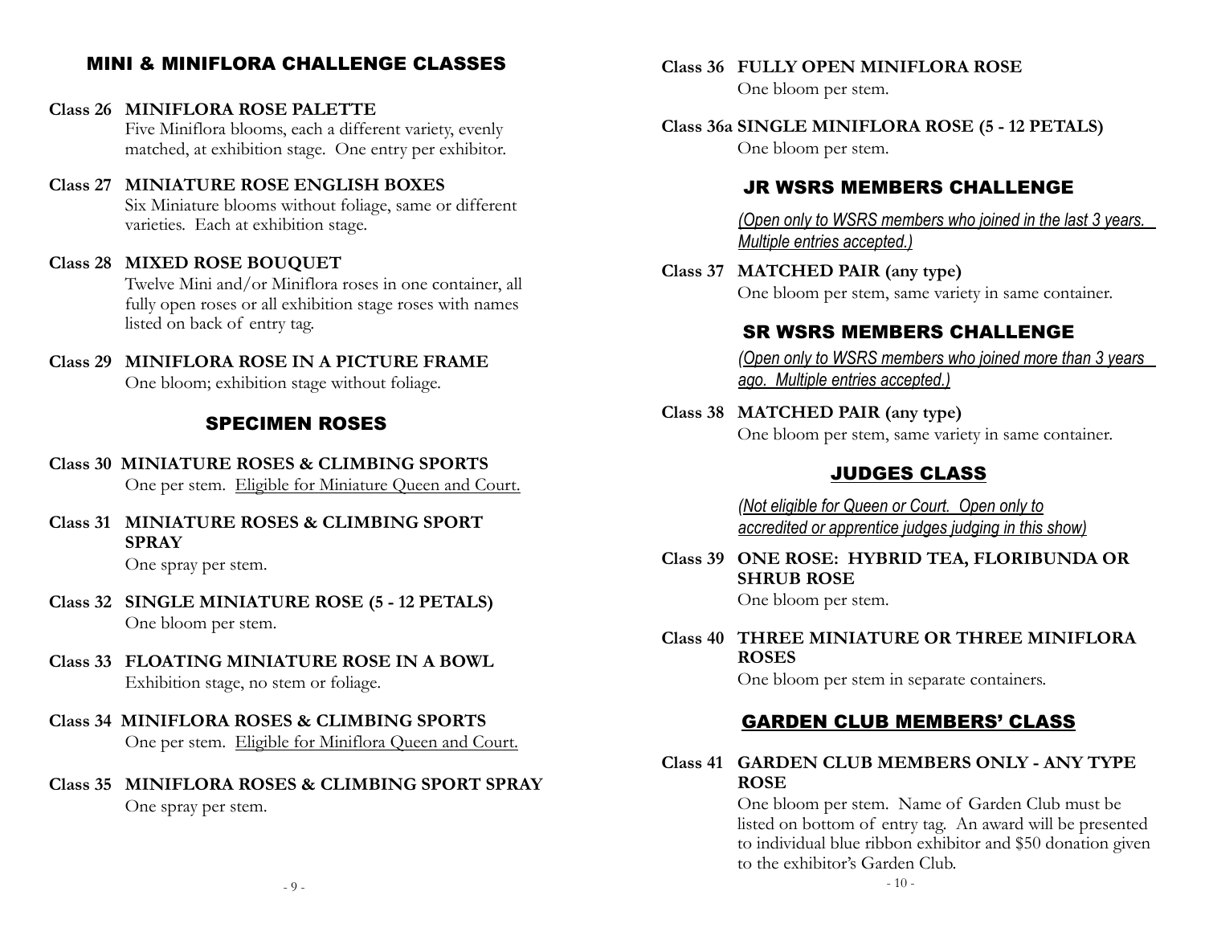## MINI & MINIFLORA CHALLENGE CLASSES

**Class 26 MINIFLORA ROSE PALETTE**
Five Miniflora blooms, each a different variety, evenly matched, at exhibition stage. One entry per exhibitor.

**Class 27 MINIATURE ROSE ENGLISH BOXES**
Six Miniature blooms without foliage, same or different varieties. Each at exhibition stage.

**Class 28 MIXED ROSE BOUQUET**
Twelve Mini and/or Miniflora roses in one container, all fully open roses or all exhibition stage roses with names listed on back of entry tag.

**Class 29 MINIFLORA ROSE IN A PICTURE FRAME**
One bloom; exhibition stage without foliage.

## SPECIMEN ROSES

**Class 30 MINIATURE ROSES & CLIMBING SPORTS**
One per stem. Eligible for Miniature Queen and Court.

**Class 31 MINIATURE ROSES & CLIMBING SPORT SPRAY**
One spray per stem.

**Class 32 SINGLE MINIATURE ROSE (5 - 12 PETALS)**
One bloom per stem.

**Class 33 FLOATING MINIATURE ROSE IN A BOWL**
Exhibition stage, no stem or foliage.

**Class 34 MINIFLORA ROSES & CLIMBING SPORTS**
One per stem. Eligible for Miniflora Queen and Court.

**Class 35 MINIFLORA ROSES & CLIMBING SPORT SPRAY**
One spray per stem.

**Class 36 FULLY OPEN MINIFLORA ROSE**
One bloom per stem.

**Class 36a SINGLE MINIFLORA ROSE (5 - 12 PETALS)**
One bloom per stem.

## JR WSRS MEMBERS CHALLENGE

*(Open only to WSRS members who joined in the last 3 years. Multiple entries accepted.)*

**Class 37 MATCHED PAIR (any type)**
One bloom per stem, same variety in same container.

## SR WSRS MEMBERS CHALLENGE

*(Open only to WSRS members who joined more than 3 years ago. Multiple entries accepted.)*

**Class 38 MATCHED PAIR (any type)**
One bloom per stem, same variety in same container.

## JUDGES CLASS

*(Not eligible for Queen or Court. Open only to accredited or apprentice judges judging in this show)*

**Class 39 ONE ROSE: HYBRID TEA, FLORIBUNDA OR SHRUB ROSE**
One bloom per stem.

**Class 40 THREE MINIATURE OR THREE MINIFLORA ROSES**
One bloom per stem in separate containers.

## GARDEN CLUB MEMBERS' CLASS

**Class 41 GARDEN CLUB MEMBERS ONLY - ANY TYPE ROSE**
One bloom per stem. Name of Garden Club must be listed on bottom of entry tag. An award will be presented to individual blue ribbon exhibitor and $50 donation given to the exhibitor's Garden Club.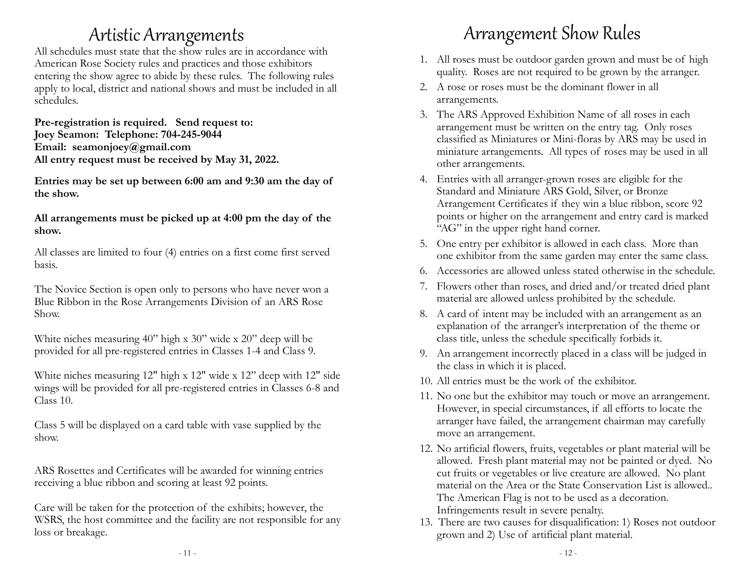# Artistic Arrangements

All schedules must state that the show rules are in accordance with American Rose Society rules and practices and those exhibitors entering the show agree to abide by these rules. The following rules apply to local, district and national shows and must be included in all schedules.

**Pre-registration is required. Send request to:**
**Joey Seamon: Telephone: 704-245-9044**
**Email: seamonjoey@gmail.com**
**All entry request must be received by May 31, 2022.**

**Entries may be set up between 6:00 am and 9:30 am the day of the show.**

**All arrangements must be picked up at 4:00 pm the day of the show.**

All classes are limited to four (4) entries on a first come first served basis.

The Novice Section is open only to persons who have never won a Blue Ribbon in the Rose Arrangements Division of an ARS Rose Show.

White niches measuring 40" high x 30" wide x 20" deep will be provided for all pre-registered entries in Classes 1-4 and Class 9.

White niches measuring 12" high x 12" wide x 12" deep with 12" side wings will be provided for all pre-registered entries in Classes 6-8 and Class 10.

Class 5 will be displayed on a card table with vase supplied by the show.

ARS Rosettes and Certificates will be awarded for winning entries receiving a blue ribbon and scoring at least 92 points.

Care will be taken for the protection of the exhibits; however, the WSRS, the host committee and the facility are not responsible for any loss or breakage.

# Arrangement Show Rules

1. All roses must be outdoor garden grown and must be of high quality. Roses are not required to be grown by the arranger.
2. A rose or roses must be the dominant flower in all arrangements.
3. The ARS Approved Exhibition Name of all roses in each arrangement must be written on the entry tag. Only roses classified as Miniatures or Mini-floras by ARS may be used in miniature arrangements. All types of roses may be used in all other arrangements.
4. Entries with all arranger-grown roses are eligible for the Standard and Miniature ARS Gold, Silver, or Bronze Arrangement Certificates if they win a blue ribbon, score 92 points or higher on the arrangement and entry card is marked "AG" in the upper right hand corner.
5. One entry per exhibitor is allowed in each class. More than one exhibitor from the same garden may enter the same class.
6. Accessories are allowed unless stated otherwise in the schedule.
7. Flowers other than roses, and dried and/or treated dried plant material are allowed unless prohibited by the schedule.
8. A card of intent may be included with an arrangement as an explanation of the arranger's interpretation of the theme or class title, unless the schedule specifically forbids it.
9. An arrangement incorrectly placed in a class will be judged in the class in which it is placed.
10. All entries must be the work of the exhibitor.
11. No one but the exhibitor may touch or move an arrangement. However, in special circumstances, if all efforts to locate the arranger have failed, the arrangement chairman may carefully move an arrangement.
12. No artificial flowers, fruits, vegetables or plant material will be allowed. Fresh plant material may not be painted or dyed. No cut fruits or vegetables or live creature are allowed. No plant material on the Area or the State Conservation List is allowed.. The American Flag is not to be used as a decoration. Infringements result in severe penalty.
13. There are two causes for disqualification: 1) Roses not outdoor grown and 2) Use of artificial plant material.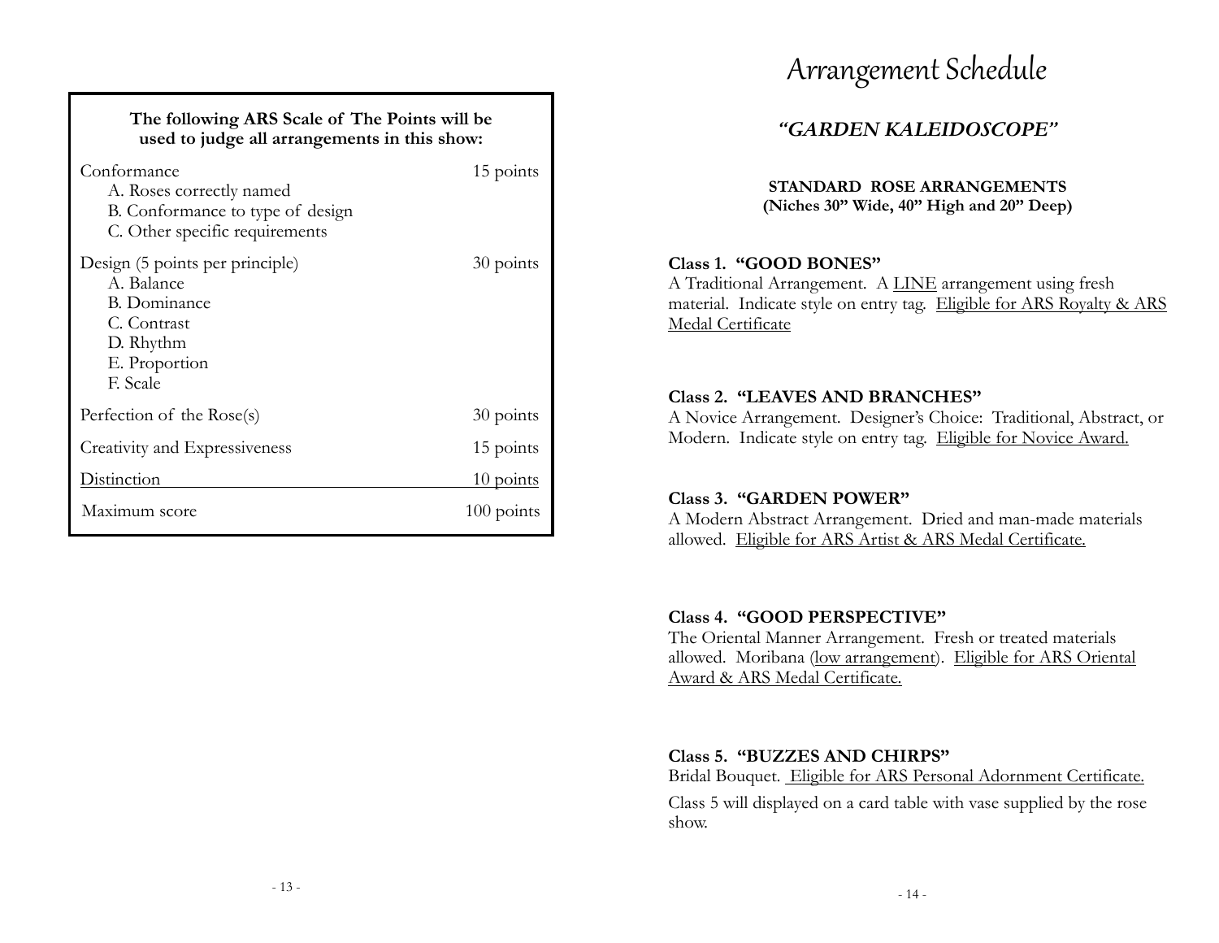**The following ARS Scale of The Points will be used to judge all arrangements in this show:**

| Criterion | Points |
|---|---|
| Conformance<br>A. Roses correctly named<br>B. Conformance to type of design<br>C. Other specific requirements | 15 points |
| Design (5 points per principle)<br>A. Balance<br>B. Dominance<br>C. Contrast<br>D. Rhythm<br>E. Proportion<br>F. Scale | 30 points |
| Perfection of the Rose(s) | 30 points |
| Creativity and Expressiveness | 15 points |
| Distinction | 10 points |
| Maximum score | 100 points |

# Arrangement Schedule

## *"GARDEN KALEIDOSCOPE"*

**STANDARD ROSE ARRANGEMENTS**
**(Niches 30" Wide, 40" High and 20" Deep)**

**Class 1. "GOOD BONES"**
A Traditional Arrangement. A LINE arrangement using fresh material. Indicate style on entry tag. Eligible for ARS Royalty & ARS Medal Certificate

**Class 2. "LEAVES AND BRANCHES"**
A Novice Arrangement. Designer's Choice: Traditional, Abstract, or Modern. Indicate style on entry tag. Eligible for Novice Award.

**Class 3. "GARDEN POWER"**
A Modern Abstract Arrangement. Dried and man-made materials allowed. Eligible for ARS Artist & ARS Medal Certificate.

**Class 4. "GOOD PERSPECTIVE"**
The Oriental Manner Arrangement. Fresh or treated materials allowed. Moribana (low arrangement). Eligible for ARS Oriental Award & ARS Medal Certificate.

**Class 5. "BUZZES AND CHIRPS"**
Bridal Bouquet. Eligible for ARS Personal Adornment Certificate.

Class 5 will displayed on a card table with vase supplied by the rose show.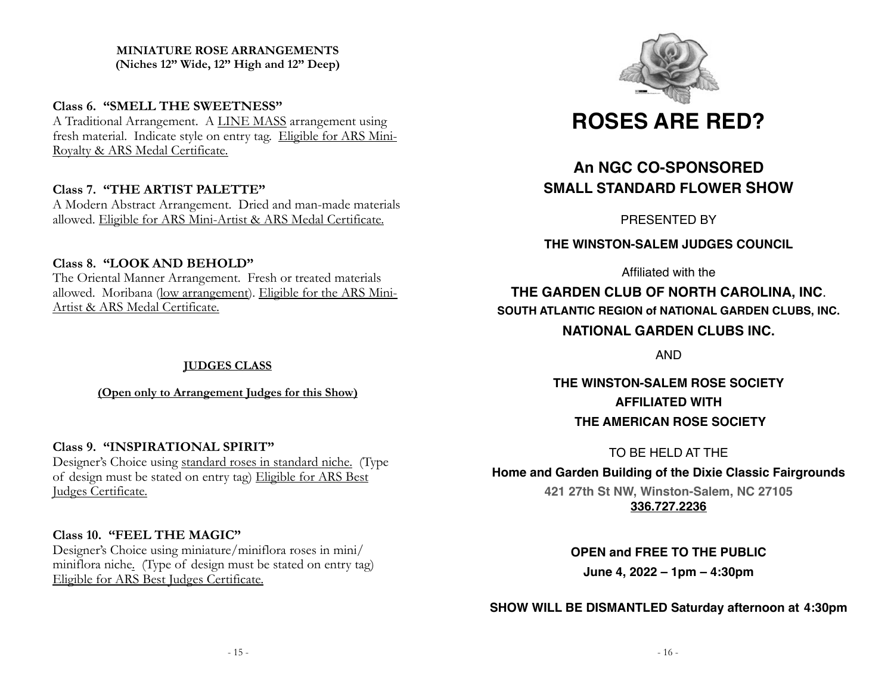**MINIATURE ROSE ARRANGEMENTS**
**(Niches 12" Wide, 12" High and 12" Deep)**

**Class 6. "SMELL THE SWEETNESS"**
A Traditional Arrangement. A LINE MASS arrangement using fresh material. Indicate style on entry tag. Eligible for ARS Mini-Royalty & ARS Medal Certificate.

**Class 7. "THE ARTIST PALETTE"**
A Modern Abstract Arrangement. Dried and man-made materials allowed. Eligible for ARS Mini-Artist & ARS Medal Certificate.

**Class 8. "LOOK AND BEHOLD"**
The Oriental Manner Arrangement. Fresh or treated materials allowed. Moribana (low arrangement). Eligible for the ARS Mini-Artist & ARS Medal Certificate.

**JUDGES CLASS**

**(Open only to Arrangement Judges for this Show)**

**Class 9. "INSPIRATIONAL SPIRIT"**
Designer's Choice using standard roses in standard niche. (Type of design must be stated on entry tag) Eligible for ARS Best Judges Certificate.

**Class 10. "FEEL THE MAGIC"**
Designer's Choice using miniature/miniflora roses in mini/miniflora niche. (Type of design must be stated on entry tag) Eligible for ARS Best Judges Certificate.

# ROSES ARE RED?

## An NGC CO-SPONSORED SMALL STANDARD FLOWER SHOW

PRESENTED BY

**THE WINSTON-SALEM JUDGES COUNCIL**

Affiliated with the

**THE GARDEN CLUB OF NORTH CAROLINA, INC.**
**SOUTH ATLANTIC REGION of NATIONAL GARDEN CLUBS, INC.**
**NATIONAL GARDEN CLUBS INC.**

AND

**THE WINSTON-SALEM ROSE SOCIETY**
**AFFILIATED WITH**
**THE AMERICAN ROSE SOCIETY**

TO BE HELD AT THE

**Home and Garden Building of the Dixie Classic Fairgrounds**
**421 27th St NW, Winston-Salem, NC 27105**
**336.727.2236**

**OPEN and FREE TO THE PUBLIC**
**June 4, 2022 – 1pm – 4:30pm**

**SHOW WILL BE DISMANTLED Saturday afternoon at 4:30pm**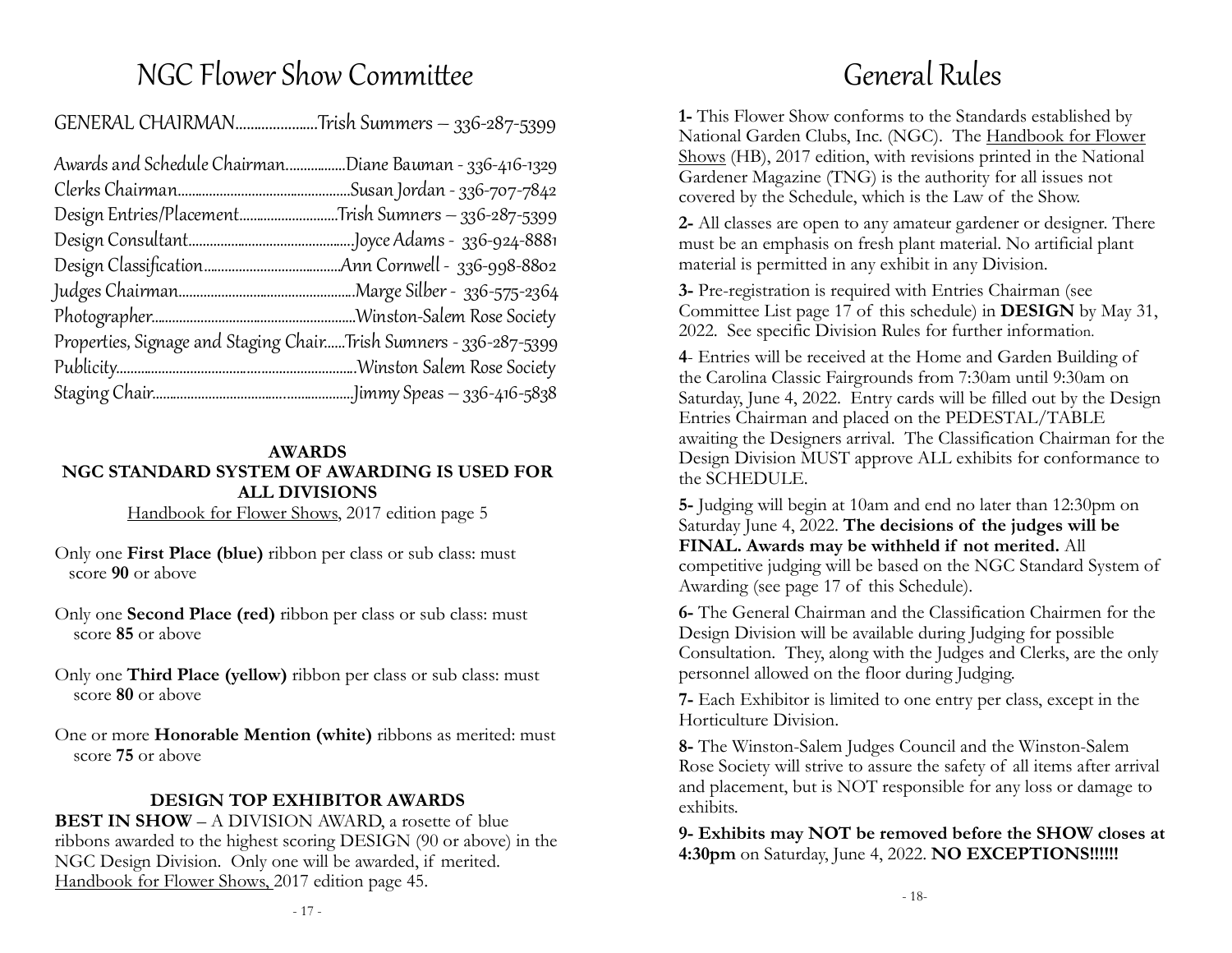# NGC Flower Show Committee

GENERAL CHAIRMAN......................Trish Summers – 336-287-5399

Awards and Schedule Chairman.................Diane Bauman - 336-416-1329
Clerks Chairman................................................Susan Jordan - 336-707-7842
Design Entries/Placement............................Trish Sumners – 336-287-5399
Design Consultant.............................................Joyce Adams - 336-924-8881
Design Classification......................................Ann Cornwell - 336-998-8802
Judges Chairman.................................................Marge Silber - 336-575-2364
Photographer.........................................................Winston-Salem Rose Society
Properties, Signage and Staging Chair......Trish Sumners - 336-287-5399
Publicity...................................................................Winston Salem Rose Society
Staging Chair........................................................Jimmy Speas – 336-416-5838

**AWARDS**
**NGC STANDARD SYSTEM OF AWARDING IS USED FOR ALL DIVISIONS**
Handbook for Flower Shows, 2017 edition page 5

Only one **First Place (blue)** ribbon per class or sub class: must score **90** or above

Only one **Second Place (red)** ribbon per class or sub class: must score **85** or above

Only one **Third Place (yellow)** ribbon per class or sub class: must score **80** or above

One or more **Honorable Mention (white)** ribbons as merited: must score **75** or above

**DESIGN TOP EXHIBITOR AWARDS**

**BEST IN SHOW** – A DIVISION AWARD, a rosette of blue ribbons awarded to the highest scoring DESIGN (90 or above) in the NGC Design Division. Only one will be awarded, if merited. Handbook for Flower Shows, 2017 edition page 45.

# General Rules

**1-** This Flower Show conforms to the Standards established by National Garden Clubs, Inc. (NGC). The Handbook for Flower Shows (HB), 2017 edition, with revisions printed in the National Gardener Magazine (TNG) is the authority for all issues not covered by the Schedule, which is the Law of the Show.

**2-** All classes are open to any amateur gardener or designer. There must be an emphasis on fresh plant material. No artificial plant material is permitted in any exhibit in any Division.

**3-** Pre-registration is required with Entries Chairman (see Committee List page 17 of this schedule) in **DESIGN** by May 31, 2022. See specific Division Rules for further information.

**4**- Entries will be received at the Home and Garden Building of the Carolina Classic Fairgrounds from 7:30am until 9:30am on Saturday, June 4, 2022. Entry cards will be filled out by the Design Entries Chairman and placed on the PEDESTAL/TABLE awaiting the Designers arrival. The Classification Chairman for the Design Division MUST approve ALL exhibits for conformance to the SCHEDULE.

**5-** Judging will begin at 10am and end no later than 12:30pm on Saturday June 4, 2022. **The decisions of the judges will be FINAL. Awards may be withheld if not merited.** All competitive judging will be based on the NGC Standard System of Awarding (see page 17 of this Schedule).

**6-** The General Chairman and the Classification Chairmen for the Design Division will be available during Judging for possible Consultation. They, along with the Judges and Clerks, are the only personnel allowed on the floor during Judging.

**7-** Each Exhibitor is limited to one entry per class, except in the Horticulture Division.

**8-** The Winston-Salem Judges Council and the Winston-Salem Rose Society will strive to assure the safety of all items after arrival and placement, but is NOT responsible for any loss or damage to exhibits.

**9- Exhibits may NOT be removed before the SHOW closes at 4:30pm** on Saturday, June 4, 2022. **NO EXCEPTIONS!!!!!!**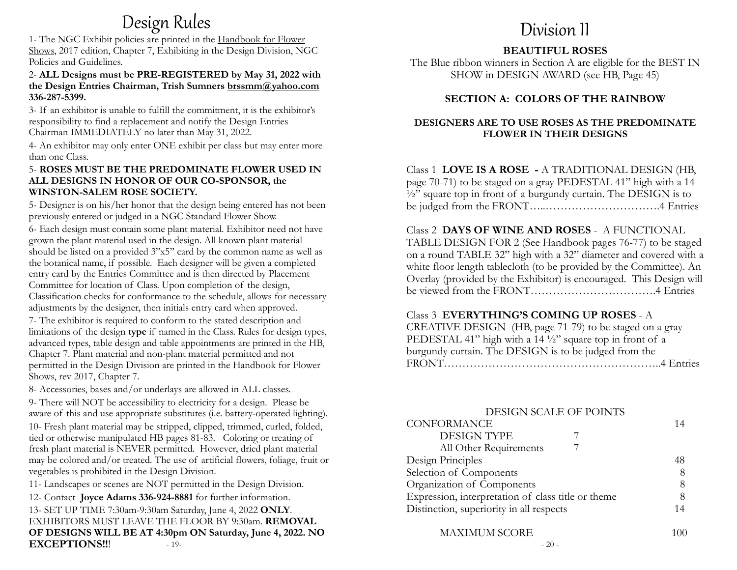# Design Rules

1- The NGC Exhibit policies are printed in the Handbook for Flower Shows, 2017 edition, Chapter 7, Exhibiting in the Design Division, NGC Policies and Guidelines.

2- **ALL Designs must be PRE-REGISTERED by May 31, 2022 with the Design Entries Chairman, Trish Sumners brssmm@yahoo.com 336-287-5399.**

3- If an exhibitor is unable to fulfill the commitment, it is the exhibitor's responsibility to find a replacement and notify the Design Entries Chairman IMMEDIATELY no later than May 31, 2022.

4- An exhibitor may only enter ONE exhibit per class but may enter more than one Class.

5- **ROSES MUST BE THE PREDOMINATE FLOWER USED IN ALL DESIGNS IN HONOR OF OUR CO-SPONSOR, the WINSTON-SALEM ROSE SOCIETY.**

5- Designer is on his/her honor that the design being entered has not been previously entered or judged in a NGC Standard Flower Show.

6- Each design must contain some plant material. Exhibitor need not have grown the plant material used in the design. All known plant material should be listed on a provided 3"x5" card by the common name as well as the botanical name, if possible. Each designer will be given a completed entry card by the Entries Committee and is then directed by Placement Committee for location of Class. Upon completion of the design, Classification checks for conformance to the schedule, allows for necessary adjustments by the designer, then initials entry card when approved.

7- The exhibitor is required to conform to the stated description and limitations of the design **type** if named in the Class. Rules for design types, advanced types, table design and table appointments are printed in the HB, Chapter 7. Plant material and non-plant material permitted and not permitted in the Design Division are printed in the Handbook for Flower Shows, rev 2017, Chapter 7.

8- Accessories, bases and/or underlays are allowed in ALL classes.

9- There will NOT be accessibility to electricity for a design. Please be aware of this and use appropriate substitutes (i.e. battery-operated lighting).

10- Fresh plant material may be stripped, clipped, trimmed, curled, folded, tied or otherwise manipulated HB pages 81-83. Coloring or treating of fresh plant material is NEVER permitted. However, dried plant material may be colored and/or treated. The use of artificial flowers, foliage, fruit or vegetables is prohibited in the Design Division.

11- Landscapes or scenes are NOT permitted in the Design Division.

12- Contact **Joyce Adams 336-924-8881** for further information.

13- SET UP TIME 7:30am-9:30am Saturday, June 4, 2022 **ONLY**. EXHIBITORS MUST LEAVE THE FLOOR BY 9:30am. **REMOVAL OF DESIGNS WILL BE AT 4:30pm ON Saturday, June 4, 2022. NO EXCEPTIONS!!!**

# Division II

**BEAUTIFUL ROSES**

The Blue ribbon winners in Section A are eligible for the BEST IN SHOW in DESIGN AWARD (see HB, Page 45)

## SECTION A: COLORS OF THE RAINBOW

**DESIGNERS ARE TO USE ROSES AS THE PREDOMINATE FLOWER IN THEIR DESIGNS**

Class 1 **LOVE IS A ROSE -** A TRADITIONAL DESIGN (HB, page 70-71) to be staged on a gray PEDESTAL 41" high with a 14 ½" square top in front of a burgundy curtain. The DESIGN is to be judged from the FRONT…..………………………….4 Entries

Class 2 **DAYS OF WINE AND ROSES** - A FUNCTIONAL TABLE DESIGN FOR 2 (See Handbook pages 76-77) to be staged on a round TABLE 32" high with a 32" diameter and covered with a white floor length tablecloth (to be provided by the Committee). An Overlay (provided by the Exhibitor) is encouraged. This Design will be viewed from the FRONT……………………………4 Entries

Class 3 **EVERYTHING'S COMING UP ROSES** - A CREATIVE DESIGN (HB, page 71-79) to be staged on a gray PEDESTAL 41" high with a 14 ½" square top in front of a burgundy curtain. The DESIGN is to be judged from the FRONT…………………………………………………..4 Entries

DESIGN SCALE OF POINTS

| | | |
|---|---|---|
| CONFORMANCE | | 14 |
| DESIGN TYPE | 7 | |
| All Other Requirements | 7 | |
| Design Principles | | 48 |
| Selection of Components | | 8 |
| Organization of Components | | 8 |
| Expression, interpretation of class title or theme | | 8 |
| Distinction, superiority in all respects | | 14 |
| MAXIMUM SCORE | | 100 |